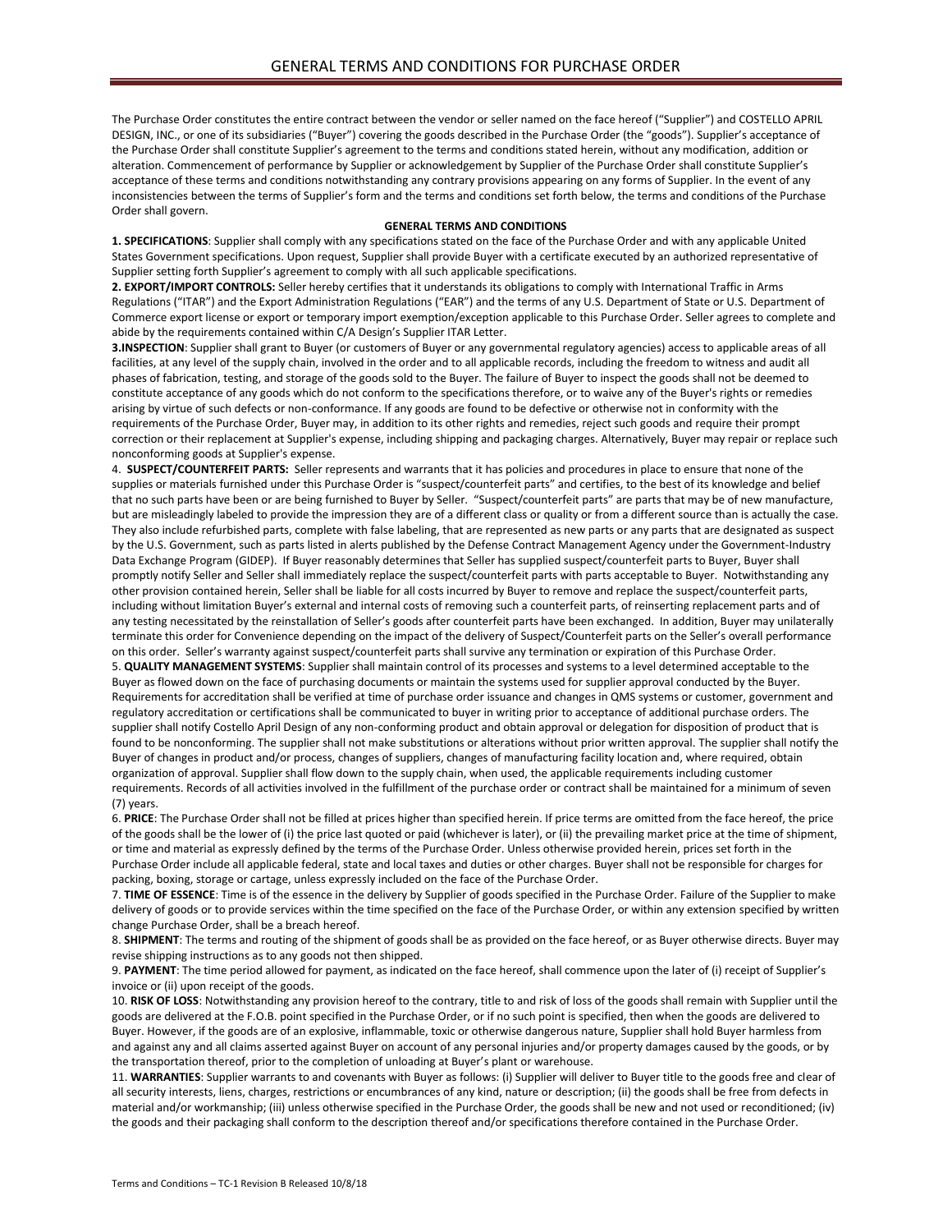# GENERAL TERMS AND CONDITIONS FOR PURCHASE ORDER

The Purchase Order constitutes the entire contract between the vendor or seller named on the face hereof ("Supplier") and COSTELLO APRIL DESIGN, INC., or one of its subsidiaries ("Buyer") covering the goods described in the Purchase Order (the "goods"). Supplier's acceptance of the Purchase Order shall constitute Supplier's agreement to the terms and conditions stated herein, without any modification, addition or alteration. Commencement of performance by Supplier or acknowledgement by Supplier of the Purchase Order shall constitute Supplier's acceptance of these terms and conditions notwithstanding any contrary provisions appearing on any forms of Supplier. In the event of any inconsistencies between the terms of Supplier's form and the terms and conditions set forth below, the terms and conditions of the Purchase Order shall govern.

**GENERAL TERMS AND CONDITIONS**

**1. SPECIFICATIONS**: Supplier shall comply with any specifications stated on the face of the Purchase Order and with any applicable United States Government specifications. Upon request, Supplier shall provide Buyer with a certificate executed by an authorized representative of Supplier setting forth Supplier's agreement to comply with all such applicable specifications.

**2. EXPORT/IMPORT CONTROLS:** Seller hereby certifies that it understands its obligations to comply with International Traffic in Arms Regulations ("ITAR") and the Export Administration Regulations ("EAR") and the terms of any U.S. Department of State or U.S. Department of Commerce export license or export or temporary import exemption/exception applicable to this Purchase Order. Seller agrees to complete and abide by the requirements contained within C/A Design's Supplier ITAR Letter.

**3.INSPECTION**: Supplier shall grant to Buyer (or customers of Buyer or any governmental regulatory agencies) access to applicable areas of all facilities, at any level of the supply chain, involved in the order and to all applicable records, including the freedom to witness and audit all phases of fabrication, testing, and storage of the goods sold to the Buyer. The failure of Buyer to inspect the goods shall not be deemed to constitute acceptance of any goods which do not conform to the specifications therefore, or to waive any of the Buyer's rights or remedies arising by virtue of such defects or non-conformance. If any goods are found to be defective or otherwise not in conformity with the requirements of the Purchase Order, Buyer may, in addition to its other rights and remedies, reject such goods and require their prompt correction or their replacement at Supplier's expense, including shipping and packaging charges. Alternatively, Buyer may repair or replace such nonconforming goods at Supplier's expense.

4. **SUSPECT/COUNTERFEIT PARTS:** Seller represents and warrants that it has policies and procedures in place to ensure that none of the supplies or materials furnished under this Purchase Order is "suspect/counterfeit parts" and certifies, to the best of its knowledge and belief that no such parts have been or are being furnished to Buyer by Seller. "Suspect/counterfeit parts" are parts that may be of new manufacture, but are misleadingly labeled to provide the impression they are of a different class or quality or from a different source than is actually the case. They also include refurbished parts, complete with false labeling, that are represented as new parts or any parts that are designated as suspect by the U.S. Government, such as parts listed in alerts published by the Defense Contract Management Agency under the Government-Industry Data Exchange Program (GIDEP). If Buyer reasonably determines that Seller has supplied suspect/counterfeit parts to Buyer, Buyer shall promptly notify Seller and Seller shall immediately replace the suspect/counterfeit parts with parts acceptable to Buyer. Notwithstanding any other provision contained herein, Seller shall be liable for all costs incurred by Buyer to remove and replace the suspect/counterfeit parts, including without limitation Buyer's external and internal costs of removing such a counterfeit parts, of reinserting replacement parts and of any testing necessitated by the reinstallation of Seller's goods after counterfeit parts have been exchanged. In addition, Buyer may unilaterally terminate this order for Convenience depending on the impact of the delivery of Suspect/Counterfeit parts on the Seller's overall performance on this order. Seller's warranty against suspect/counterfeit parts shall survive any termination or expiration of this Purchase Order.

5. **QUALITY MANAGEMENT SYSTEMS**: Supplier shall maintain control of its processes and systems to a level determined acceptable to the Buyer as flowed down on the face of purchasing documents or maintain the systems used for supplier approval conducted by the Buyer. Requirements for accreditation shall be verified at time of purchase order issuance and changes in QMS systems or customer, government and regulatory accreditation or certifications shall be communicated to buyer in writing prior to acceptance of additional purchase orders. The supplier shall notify Costello April Design of any non-conforming product and obtain approval or delegation for disposition of product that is found to be nonconforming. The supplier shall not make substitutions or alterations without prior written approval. The supplier shall notify the Buyer of changes in product and/or process, changes of suppliers, changes of manufacturing facility location and, where required, obtain organization of approval. Supplier shall flow down to the supply chain, when used, the applicable requirements including customer requirements. Records of all activities involved in the fulfillment of the purchase order or contract shall be maintained for a minimum of seven (7) years.

6. **PRICE**: The Purchase Order shall not be filled at prices higher than specified herein. If price terms are omitted from the face hereof, the price of the goods shall be the lower of (i) the price last quoted or paid (whichever is later), or (ii) the prevailing market price at the time of shipment, or time and material as expressly defined by the terms of the Purchase Order. Unless otherwise provided herein, prices set forth in the Purchase Order include all applicable federal, state and local taxes and duties or other charges. Buyer shall not be responsible for charges for packing, boxing, storage or cartage, unless expressly included on the face of the Purchase Order.

7. **TIME OF ESSENCE**: Time is of the essence in the delivery by Supplier of goods specified in the Purchase Order. Failure of the Supplier to make delivery of goods or to provide services within the time specified on the face of the Purchase Order, or within any extension specified by written change Purchase Order, shall be a breach hereof.

8. **SHIPMENT**: The terms and routing of the shipment of goods shall be as provided on the face hereof, or as Buyer otherwise directs. Buyer may revise shipping instructions as to any goods not then shipped.

9. **PAYMENT**: The time period allowed for payment, as indicated on the face hereof, shall commence upon the later of (i) receipt of Supplier's invoice or (ii) upon receipt of the goods.

10. **RISK OF LOSS**: Notwithstanding any provision hereof to the contrary, title to and risk of loss of the goods shall remain with Supplier until the goods are delivered at the F.O.B. point specified in the Purchase Order, or if no such point is specified, then when the goods are delivered to Buyer. However, if the goods are of an explosive, inflammable, toxic or otherwise dangerous nature, Supplier shall hold Buyer harmless from and against any and all claims asserted against Buyer on account of any personal injuries and/or property damages caused by the goods, or by the transportation thereof, prior to the completion of unloading at Buyer's plant or warehouse.

11. **WARRANTIES**: Supplier warrants to and covenants with Buyer as follows: (i) Supplier will deliver to Buyer title to the goods free and clear of all security interests, liens, charges, restrictions or encumbrances of any kind, nature or description; (ii) the goods shall be free from defects in material and/or workmanship; (iii) unless otherwise specified in the Purchase Order, the goods shall be new and not used or reconditioned; (iv) the goods and their packaging shall conform to the description thereof and/or specifications therefore contained in the Purchase Order.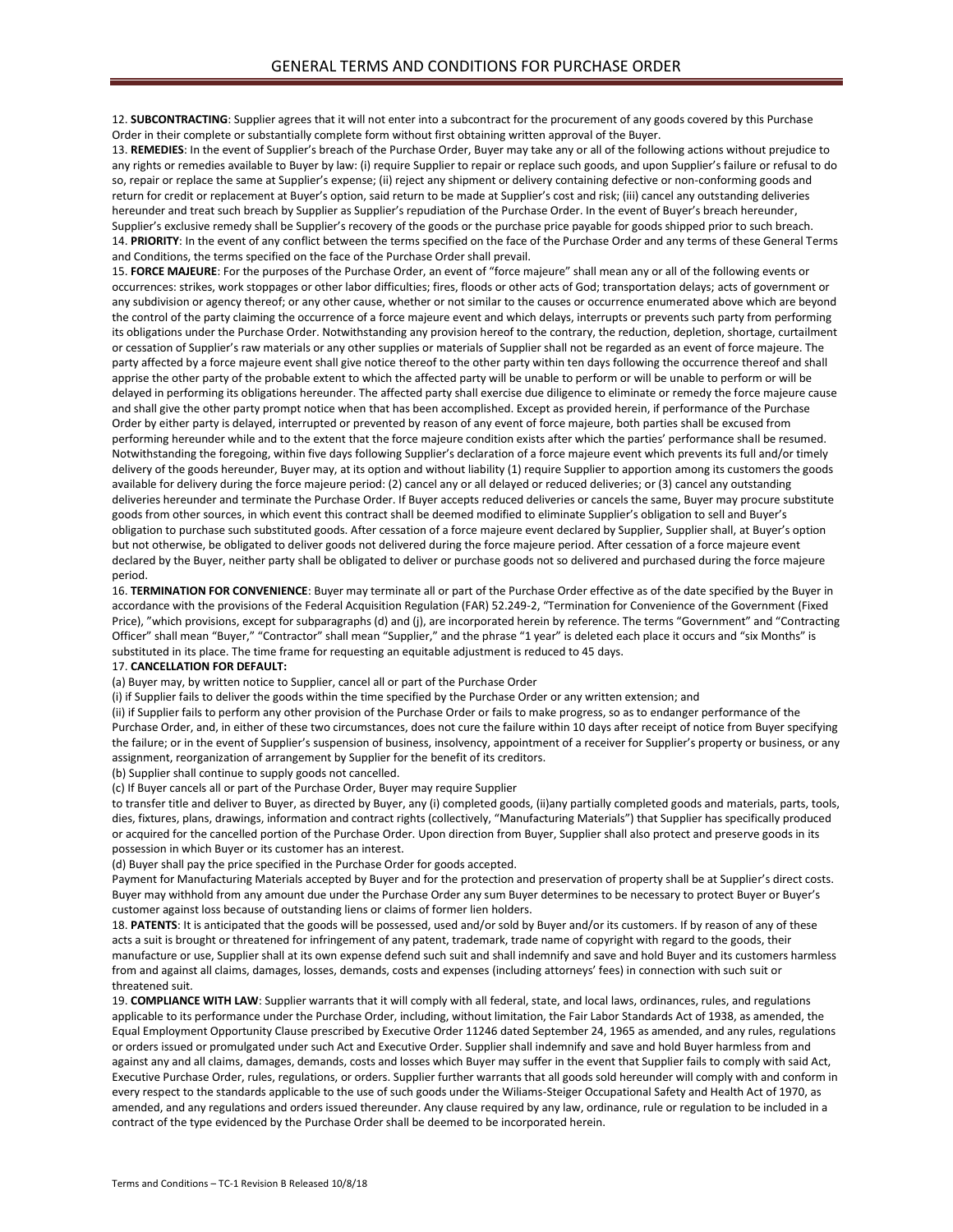12. **SUBCONTRACTING**: Supplier agrees that it will not enter into a subcontract for the procurement of any goods covered by this Purchase Order in their complete or substantially complete form without first obtaining written approval of the Buyer.

13. **REMEDIES**: In the event of Supplier's breach of the Purchase Order, Buyer may take any or all of the following actions without prejudice to any rights or remedies available to Buyer by law: (i) require Supplier to repair or replace such goods, and upon Supplier's failure or refusal to do so, repair or replace the same at Supplier's expense; (ii) reject any shipment or delivery containing defective or non-conforming goods and return for credit or replacement at Buyer's option, said return to be made at Supplier's cost and risk; (iii) cancel any outstanding deliveries hereunder and treat such breach by Supplier as Supplier's repudiation of the Purchase Order. In the event of Buyer's breach hereunder, Supplier's exclusive remedy shall be Supplier's recovery of the goods or the purchase price payable for goods shipped prior to such breach.

14. **PRIORITY**: In the event of any conflict between the terms specified on the face of the Purchase Order and any terms of these General Terms and Conditions, the terms specified on the face of the Purchase Order shall prevail.

15. **FORCE MAJEURE**: For the purposes of the Purchase Order, an event of "force majeure" shall mean any or all of the following events or occurrences: strikes, work stoppages or other labor difficulties; fires, floods or other acts of God; transportation delays; acts of government or any subdivision or agency thereof; or any other cause, whether or not similar to the causes or occurrence enumerated above which are beyond the control of the party claiming the occurrence of a force majeure event and which delays, interrupts or prevents such party from performing its obligations under the Purchase Order. Notwithstanding any provision hereof to the contrary, the reduction, depletion, shortage, curtailment or cessation of Supplier's raw materials or any other supplies or materials of Supplier shall not be regarded as an event of force majeure. The party affected by a force majeure event shall give notice thereof to the other party within ten days following the occurrence thereof and shall apprise the other party of the probable extent to which the affected party will be unable to perform or will be unable to perform or will be delayed in performing its obligations hereunder. The affected party shall exercise due diligence to eliminate or remedy the force majeure cause and shall give the other party prompt notice when that has been accomplished. Except as provided herein, if performance of the Purchase Order by either party is delayed, interrupted or prevented by reason of any event of force majeure, both parties shall be excused from performing hereunder while and to the extent that the force majeure condition exists after which the parties' performance shall be resumed. Notwithstanding the foregoing, within five days following Supplier's declaration of a force majeure event which prevents its full and/or timely delivery of the goods hereunder, Buyer may, at its option and without liability (1) require Supplier to apportion among its customers the goods available for delivery during the force majeure period: (2) cancel any or all delayed or reduced deliveries; or (3) cancel any outstanding deliveries hereunder and terminate the Purchase Order. If Buyer accepts reduced deliveries or cancels the same, Buyer may procure substitute goods from other sources, in which event this contract shall be deemed modified to eliminate Supplier's obligation to sell and Buyer's obligation to purchase such substituted goods. After cessation of a force majeure event declared by Supplier, Supplier shall, at Buyer's option but not otherwise, be obligated to deliver goods not delivered during the force majeure period. After cessation of a force majeure event declared by the Buyer, neither party shall be obligated to deliver or purchase goods not so delivered and purchased during the force majeure period.

16. **TERMINATION FOR CONVENIENCE**: Buyer may terminate all or part of the Purchase Order effective as of the date specified by the Buyer in accordance with the provisions of the Federal Acquisition Regulation (FAR) 52.249-2, "Termination for Convenience of the Government (Fixed Price), "which provisions, except for subparagraphs (d) and (j), are incorporated herein by reference. The terms "Government" and "Contracting Officer" shall mean "Buyer," "Contractor" shall mean "Supplier," and the phrase "1 year" is deleted each place it occurs and "six Months" is substituted in its place. The time frame for requesting an equitable adjustment is reduced to 45 days.

17. **CANCELLATION FOR DEFAULT:**

(a) Buyer may, by written notice to Supplier, cancel all or part of the Purchase Order

(i) if Supplier fails to deliver the goods within the time specified by the Purchase Order or any written extension; and

(ii) if Supplier fails to perform any other provision of the Purchase Order or fails to make progress, so as to endanger performance of the Purchase Order, and, in either of these two circumstances, does not cure the failure within 10 days after receipt of notice from Buyer specifying the failure; or in the event of Supplier's suspension of business, insolvency, appointment of a receiver for Supplier's property or business, or any assignment, reorganization of arrangement by Supplier for the benefit of its creditors.

(b) Supplier shall continue to supply goods not cancelled.

(c) If Buyer cancels all or part of the Purchase Order, Buyer may require Supplier to transfer title and deliver to Buyer, as directed by Buyer, any (i) completed goods, (ii)any partially completed goods and materials, parts, tools, dies, fixtures, plans, drawings, information and contract rights (collectively, "Manufacturing Materials") that Supplier has specifically produced or acquired for the cancelled portion of the Purchase Order. Upon direction from Buyer, Supplier shall also protect and preserve goods in its possession in which Buyer or its customer has an interest.

(d) Buyer shall pay the price specified in the Purchase Order for goods accepted.

Payment for Manufacturing Materials accepted by Buyer and for the protection and preservation of property shall be at Supplier's direct costs. Buyer may withhold from any amount due under the Purchase Order any sum Buyer determines to be necessary to protect Buyer or Buyer's customer against loss because of outstanding liens or claims of former lien holders.

18. **PATENTS**: It is anticipated that the goods will be possessed, used and/or sold by Buyer and/or its customers. If by reason of any of these acts a suit is brought or threatened for infringement of any patent, trademark, trade name of copyright with regard to the goods, their manufacture or use, Supplier shall at its own expense defend such suit and shall indemnify and save and hold Buyer and its customers harmless from and against all claims, damages, losses, demands, costs and expenses (including attorneys' fees) in connection with such suit or threatened suit.

19. **COMPLIANCE WITH LAW**: Supplier warrants that it will comply with all federal, state, and local laws, ordinances, rules, and regulations applicable to its performance under the Purchase Order, including, without limitation, the Fair Labor Standards Act of 1938, as amended, the Equal Employment Opportunity Clause prescribed by Executive Order 11246 dated September 24, 1965 as amended, and any rules, regulations or orders issued or promulgated under such Act and Executive Order. Supplier shall indemnify and save and hold Buyer harmless from and against any and all claims, damages, demands, costs and losses which Buyer may suffer in the event that Supplier fails to comply with said Act, Executive Purchase Order, rules, regulations, or orders. Supplier further warrants that all goods sold hereunder will comply with and conform in every respect to the standards applicable to the use of such goods under the Wiliams-Steiger Occupational Safety and Health Act of 1970, as amended, and any regulations and orders issued thereunder. Any clause required by any law, ordinance, rule or regulation to be included in a contract of the type evidenced by the Purchase Order shall be deemed to be incorporated herein.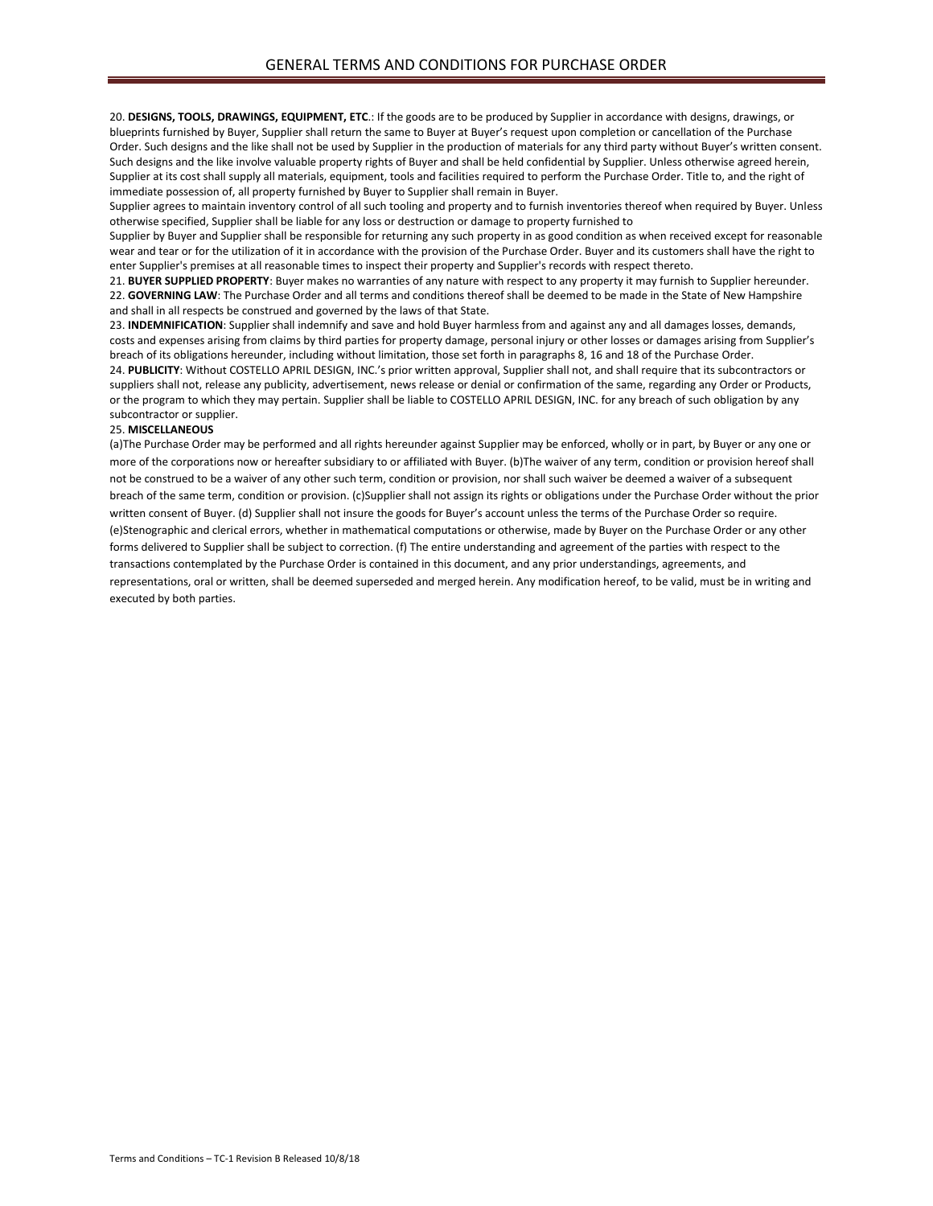20. **DESIGNS, TOOLS, DRAWINGS, EQUIPMENT, ETC**.: If the goods are to be produced by Supplier in accordance with designs, drawings, or blueprints furnished by Buyer, Supplier shall return the same to Buyer at Buyer's request upon completion or cancellation of the Purchase Order. Such designs and the like shall not be used by Supplier in the production of materials for any third party without Buyer's written consent. Such designs and the like involve valuable property rights of Buyer and shall be held confidential by Supplier. Unless otherwise agreed herein, Supplier at its cost shall supply all materials, equipment, tools and facilities required to perform the Purchase Order. Title to, and the right of immediate possession of, all property furnished by Buyer to Supplier shall remain in Buyer.

Supplier agrees to maintain inventory control of all such tooling and property and to furnish inventories thereof when required by Buyer. Unless otherwise specified, Supplier shall be liable for any loss or destruction or damage to property furnished to

Supplier by Buyer and Supplier shall be responsible for returning any such property in as good condition as when received except for reasonable wear and tear or for the utilization of it in accordance with the provision of the Purchase Order. Buyer and its customers shall have the right to enter Supplier's premises at all reasonable times to inspect their property and Supplier's records with respect thereto.

21. **BUYER SUPPLIED PROPERTY**: Buyer makes no warranties of any nature with respect to any property it may furnish to Supplier hereunder.

22. **GOVERNING LAW**: The Purchase Order and all terms and conditions thereof shall be deemed to be made in the State of New Hampshire and shall in all respects be construed and governed by the laws of that State.

23. **INDEMNIFICATION**: Supplier shall indemnify and save and hold Buyer harmless from and against any and all damages losses, demands, costs and expenses arising from claims by third parties for property damage, personal injury or other losses or damages arising from Supplier's breach of its obligations hereunder, including without limitation, those set forth in paragraphs 8, 16 and 18 of the Purchase Order.

24. **PUBLICITY**: Without COSTELLO APRIL DESIGN, INC.'s prior written approval, Supplier shall not, and shall require that its subcontractors or suppliers shall not, release any publicity, advertisement, news release or denial or confirmation of the same, regarding any Order or Products, or the program to which they may pertain. Supplier shall be liable to COSTELLO APRIL DESIGN, INC. for any breach of such obligation by any subcontractor or supplier.

25. **MISCELLANEOUS**

(a)The Purchase Order may be performed and all rights hereunder against Supplier may be enforced, wholly or in part, by Buyer or any one or more of the corporations now or hereafter subsidiary to or affiliated with Buyer. (b)The waiver of any term, condition or provision hereof shall not be construed to be a waiver of any other such term, condition or provision, nor shall such waiver be deemed a waiver of a subsequent breach of the same term, condition or provision. (c)Supplier shall not assign its rights or obligations under the Purchase Order without the prior written consent of Buyer. (d) Supplier shall not insure the goods for Buyer's account unless the terms of the Purchase Order so require. (e)Stenographic and clerical errors, whether in mathematical computations or otherwise, made by Buyer on the Purchase Order or any other forms delivered to Supplier shall be subject to correction. (f) The entire understanding and agreement of the parties with respect to the transactions contemplated by the Purchase Order is contained in this document, and any prior understandings, agreements, and representations, oral or written, shall be deemed superseded and merged herein. Any modification hereof, to be valid, must be in writing and executed by both parties.